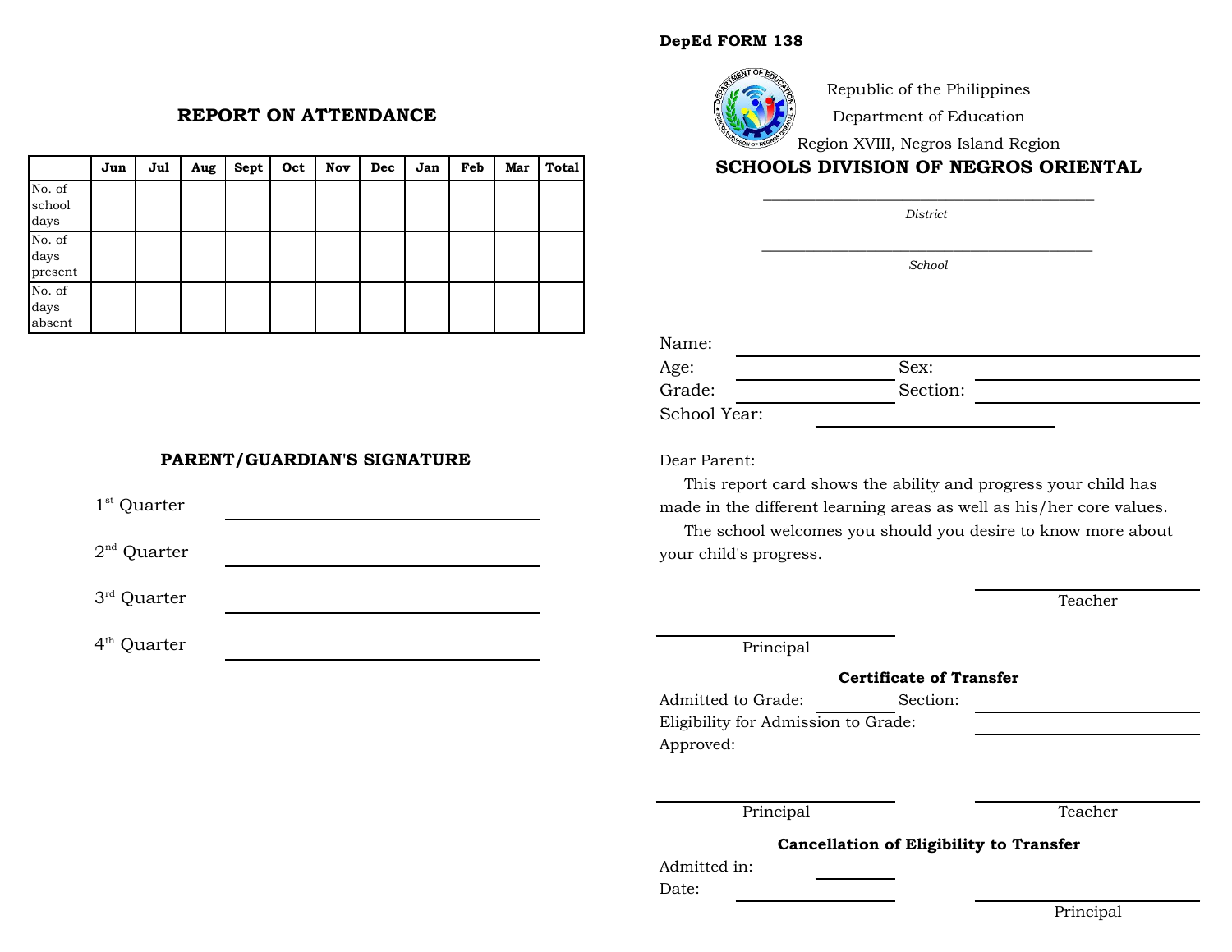## REPORT ON ATTENDANCE

| | Jun | Jul | Aug | Sept | Oct | Nov | Dec | Jan | Feb | Mar | Total |
|---|---|---|---|---|---|---|---|---|---|---|---|
| No. of school days | | | | | | | | | | | |
| No. of days present | | | | | | | | | | | |
| No. of days absent | | | | | | | | | | | |

## PARENT/GUARDIAN'S SIGNATURE

1st Quarter ______________________

2nd Quarter ______________________

3rd Quarter ______________________

4th Quarter ______________________

**DepEd FORM 138**

Republic of the Philippines

Department of Education

Region XVIII, Negros Island Region

## SCHOOLS DIVISION OF NEGROS ORIENTAL

______________________________

*District*

______________________________

*School*

Name: ______________________________

Age: ______________ Sex: ______________

Grade: ______________ Section: ______________

School Year: ______________

Dear Parent:

This report card shows the ability and progress your child has made in the different learning areas as well as his/her core values.

The school welcomes you should you desire to know more about your child's progress.

______________________
Teacher

______________________
Principal

**Certificate of Transfer**

Admitted to Grade: __________ Section: ______________

Eligibility for Admission to Grade: ______________

Approved:

______________________ ______________________
Principal Teacher

**Cancellation of Eligibility to Transfer**

Admitted in: __________

Date: ______________

______________________
Principal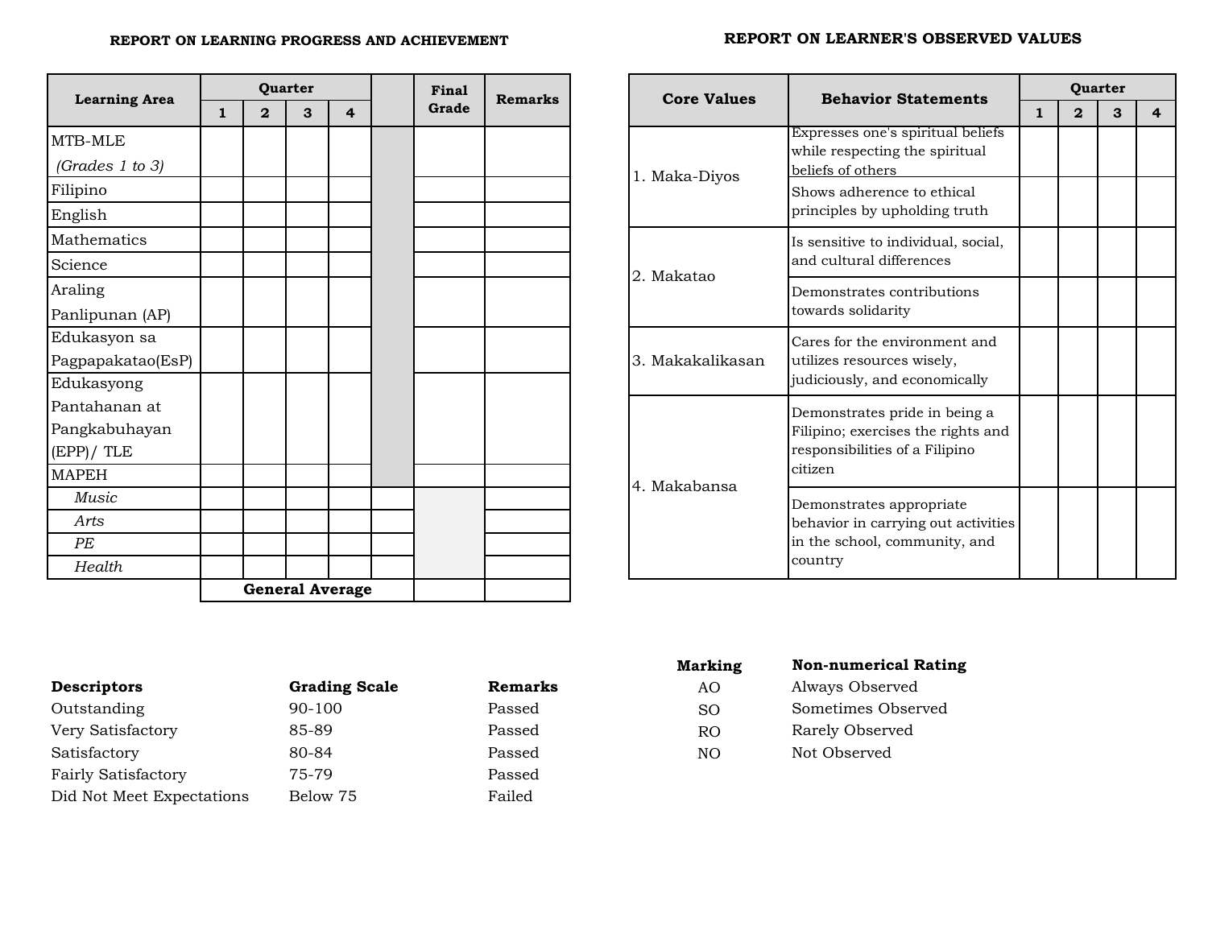## REPORT ON LEARNING PROGRESS AND ACHIEVEMENT

| Learning Area | Quarter | | | | | Final Grade | Remarks |
|---|---|---|---|---|---|---|---|
| | 1 | 2 | 3 | 4 | | | |
| MTB-MLE *(Grades 1 to 3)* | | | | | | | |
| Filipino | | | | | | | |
| English | | | | | | | |
| Mathematics | | | | | | | |
| Science | | | | | | | |
| Araling Panlipunan (AP) | | | | | | | |
| Edukasyon sa Pagpapakatao(EsP) | | | | | | | |
| Edukasyong Pantahanan at Pangkabuhayan (EPP)/ TLE | | | | | | | |
| MAPEH | | | | | | | |
| *Music* | | | | | | | |
| *Arts* | | | | | | | |
| *PE* | | | | | | | |
| *Health* | | | | | | | |
| | **General Average** | | | | | | |

| Descriptors | Grading Scale | Remarks |
|---|---|---|
| Outstanding | 90-100 | Passed |
| Very Satisfactory | 85-89 | Passed |
| Satisfactory | 80-84 | Passed |
| Fairly Satisfactory | 75-79 | Passed |
| Did Not Meet Expectations | Below 75 | Failed |

## REPORT ON LEARNER'S OBSERVED VALUES

| Core Values | Behavior Statements | Quarter | | | |
|---|---|---|---|---|---|
| | | 1 | 2 | 3 | 4 |
| 1. Maka-Diyos | Expresses one's spiritual beliefs while respecting the spiritual beliefs of others | | | | |
| | Shows adherence to ethical principles by upholding truth | | | | |
| 2. Makatao | Is sensitive to individual, social, and cultural differences | | | | |
| | Demonstrates contributions towards solidarity | | | | |
| 3. Makakalikasan | Cares for the environment and utilizes resources wisely, judiciously, and economically | | | | |
| 4. Makabansa | Demonstrates pride in being a Filipino; exercises the rights and responsibilities of a Filipino citizen | | | | |
| | Demonstrates appropriate behavior in carrying out activities in the school, community, and country | | | | |

| Marking | Non-numerical Rating |
|---|---|
| AO | Always Observed |
| SO | Sometimes Observed |
| RO | Rarely Observed |
| NO | Not Observed |